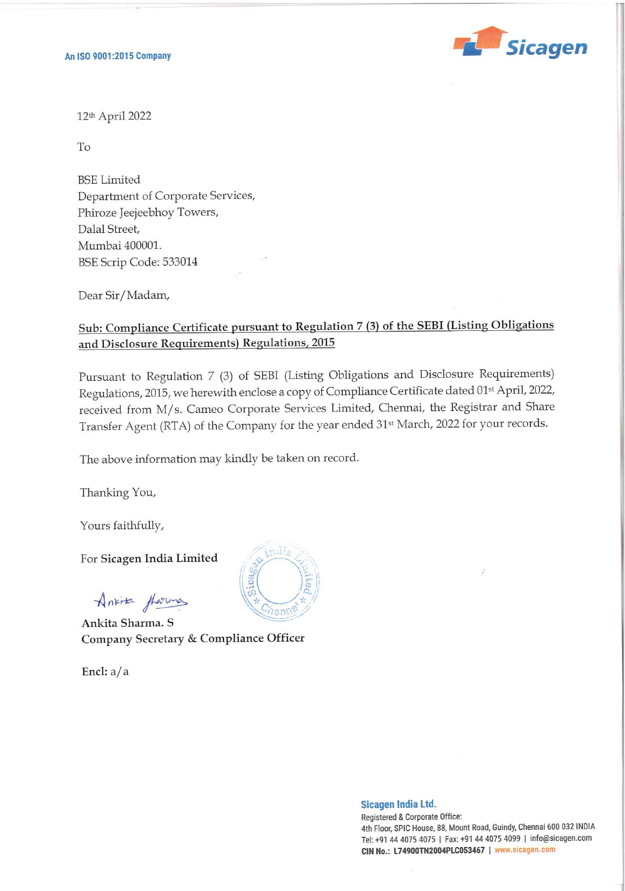An ISO 9001:2015 Company

12th April 2022

To

BSE Limited
Department of Corporate Services,
Phiroze Jeejeebhoy Towers,
Dalal Street,
Mumbai 400001.
BSE Scrip Code: 533014

Dear Sir/Madam,

**Sub: Compliance Certificate pursuant to Regulation 7 (3) of the SEBI (Listing Obligations and Disclosure Requirements) Regulations, 2015**

Pursuant to Regulation 7 (3) of SEBI (Listing Obligations and Disclosure Requirements) Regulations, 2015, we herewith enclose a copy of Compliance Certificate dated 01st April, 2022, received from M/s. Cameo Corporate Services Limited, Chennai, the Registrar and Share Transfer Agent (RTA) of the Company for the year ended 31st March, 2022 for your records.

The above information may kindly be taken on record.

Thanking You,

Yours faithfully,

For **Sicagen India Limited**

**Ankita Sharma. S**
**Company Secretary & Compliance Officer**

**Encl:** a/a

**Sicagen India Ltd.**
Registered & Corporate Office:
4th Floor, SPIC House, 88, Mount Road, Guindy, Chennai 600 032 INDIA
Tel: +91 44 4075 4075 | Fax: +91 44 4075 4099 | info@sicagen.com
**CIN No.: L74900TN2004PLC053467** | www.sicagen.com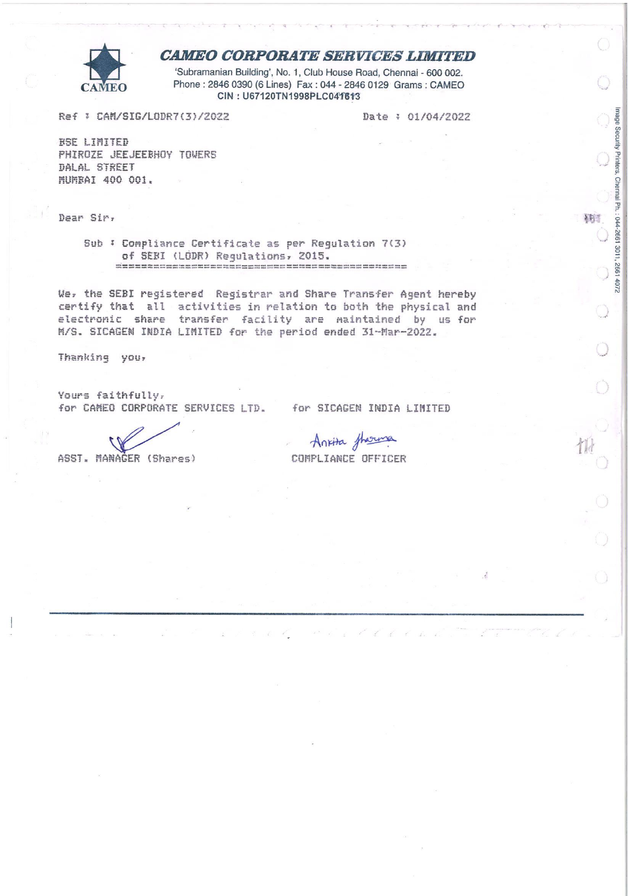# CAMEO CORPORATE SERVICES LIMITED

'Subramanian Building', No. 1, Club House Road, Chennai - 600 002.
Phone : 2846 0390 (6 Lines) Fax : 044 - 2846 0129 Grams : CAMEO
CIN : U67120TN1998PLC041613

Ref : CAM/SIG/LODR7(3)/2022 Date : 01/04/2022

BSE LIMITED
PHIROZE JEEJEEBHOY TOWERS
DALAL STREET
MUMBAI 400 001.

Dear Sir,

Sub : Compliance Certificate as per Regulation 7(3) of SEBI (LODR) Regulations, 2015.

We, the SEBI registered Registrar and Share Transfer Agent hereby certify that all activities in relation to both the physical and electronic share transfer facility are maintained by us for M/S. SICAGEN INDIA LIMITED for the period ended 31-Mar-2022.

Thanking you,

Yours faithfully,

| | |
|---|---|
| for CAMEO CORPORATE SERVICES LTD. | for SICAGEN INDIA LIMITED |
| ASST. MANAGER (Shares) | Ankita Sharma<br>COMPLIANCE OFFICER |